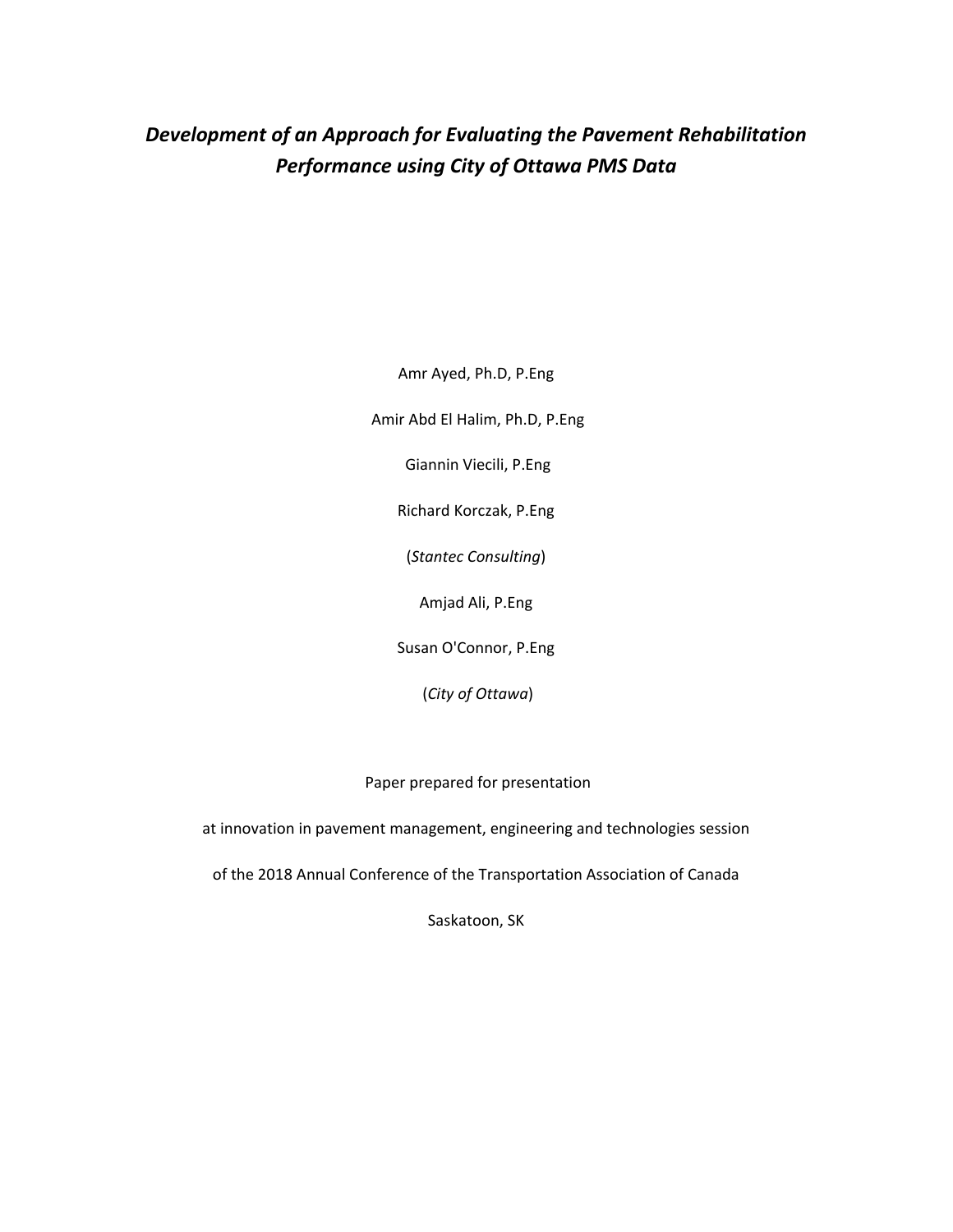# *Development of an Approach for Evaluating the Pavement Rehabilitation Performance using City of Ottawa PMS Data*

Amr Ayed, Ph.D, P.Eng

Amir Abd El Halim, Ph.D, P.Eng

Giannin Viecili, P.Eng

Richard Korczak, P.Eng

(*Stantec Consulting*)

Amjad Ali, P.Eng

Susan O'Connor, P.Eng

(*City of Ottawa*)

Paper prepared for presentation

at innovation in pavement management, engineering and technologies session

of the 2018 Annual Conference of the Transportation Association of Canada

Saskatoon, SK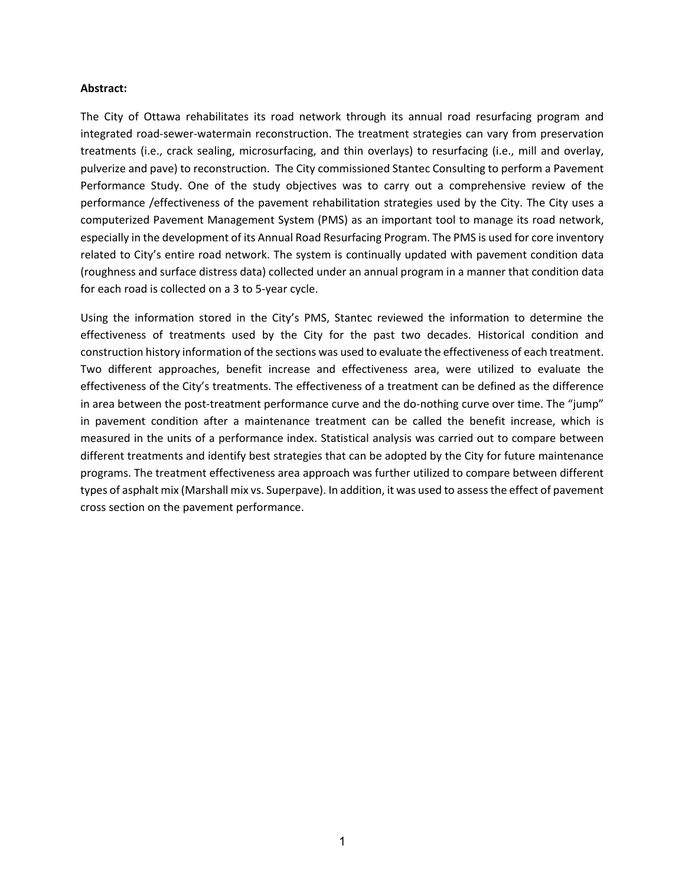**Abstract:**

The City of Ottawa rehabilitates its road network through its annual road resurfacing program and integrated road-sewer-watermain reconstruction. The treatment strategies can vary from preservation treatments (i.e., crack sealing, microsurfacing, and thin overlays) to resurfacing (i.e., mill and overlay, pulverize and pave) to reconstruction. The City commissioned Stantec Consulting to perform a Pavement Performance Study. One of the study objectives was to carry out a comprehensive review of the performance /effectiveness of the pavement rehabilitation strategies used by the City. The City uses a computerized Pavement Management System (PMS) as an important tool to manage its road network, especially in the development of its Annual Road Resurfacing Program. The PMS is used for core inventory related to City's entire road network. The system is continually updated with pavement condition data (roughness and surface distress data) collected under an annual program in a manner that condition data for each road is collected on a 3 to 5-year cycle.

Using the information stored in the City's PMS, Stantec reviewed the information to determine the effectiveness of treatments used by the City for the past two decades. Historical condition and construction history information of the sections was used to evaluate the effectiveness of each treatment. Two different approaches, benefit increase and effectiveness area, were utilized to evaluate the effectiveness of the City's treatments. The effectiveness of a treatment can be defined as the difference in area between the post-treatment performance curve and the do-nothing curve over time. The "jump" in pavement condition after a maintenance treatment can be called the benefit increase, which is measured in the units of a performance index. Statistical analysis was carried out to compare between different treatments and identify best strategies that can be adopted by the City for future maintenance programs. The treatment effectiveness area approach was further utilized to compare between different types of asphalt mix (Marshall mix vs. Superpave). In addition, it was used to assess the effect of pavement cross section on the pavement performance.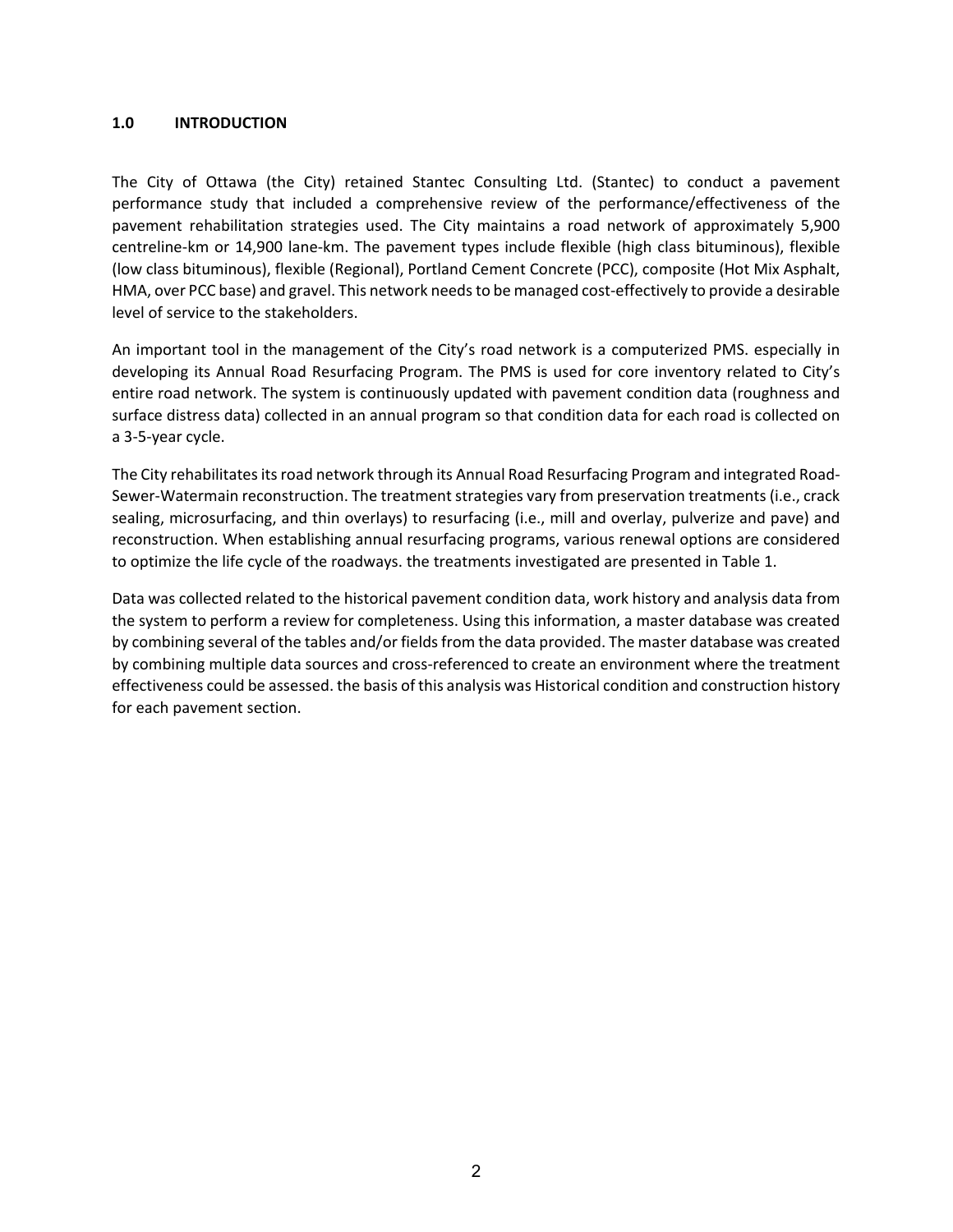## 1.0 INTRODUCTION

The City of Ottawa (the City) retained Stantec Consulting Ltd. (Stantec) to conduct a pavement performance study that included a comprehensive review of the performance/effectiveness of the pavement rehabilitation strategies used. The City maintains a road network of approximately 5,900 centreline-km or 14,900 lane-km. The pavement types include flexible (high class bituminous), flexible (low class bituminous), flexible (Regional), Portland Cement Concrete (PCC), composite (Hot Mix Asphalt, HMA, over PCC base) and gravel. This network needs to be managed cost-effectively to provide a desirable level of service to the stakeholders.

An important tool in the management of the City's road network is a computerized PMS. especially in developing its Annual Road Resurfacing Program. The PMS is used for core inventory related to City's entire road network. The system is continuously updated with pavement condition data (roughness and surface distress data) collected in an annual program so that condition data for each road is collected on a 3-5-year cycle.

The City rehabilitates its road network through its Annual Road Resurfacing Program and integrated Road-Sewer-Watermain reconstruction. The treatment strategies vary from preservation treatments (i.e., crack sealing, microsurfacing, and thin overlays) to resurfacing (i.e., mill and overlay, pulverize and pave) and reconstruction. When establishing annual resurfacing programs, various renewal options are considered to optimize the life cycle of the roadways. the treatments investigated are presented in Table 1.

Data was collected related to the historical pavement condition data, work history and analysis data from the system to perform a review for completeness. Using this information, a master database was created by combining several of the tables and/or fields from the data provided. The master database was created by combining multiple data sources and cross-referenced to create an environment where the treatment effectiveness could be assessed. the basis of this analysis was Historical condition and construction history for each pavement section.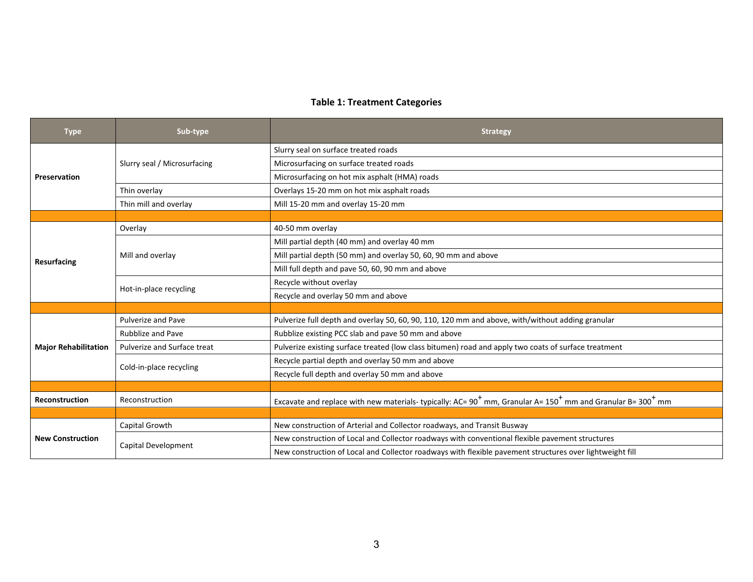**Table 1: Treatment Categories**

| Type | Sub-type | Strategy |
|---|---|---|
| **Preservation** | Slurry seal / Microsurfacing | Slurry seal on surface treated roads |
| | | Microsurfacing on surface treated roads |
| | | Microsurfacing on hot mix asphalt (HMA) roads |
| | Thin overlay | Overlays 15-20 mm on hot mix asphalt roads |
| | Thin mill and overlay | Mill 15-20 mm and overlay 15-20 mm |
| **Resurfacing** | Overlay | 40-50 mm overlay |
| | Mill and overlay | Mill partial depth (40 mm) and overlay 40 mm |
| | | Mill partial depth (50 mm) and overlay 50, 60, 90 mm and above |
| | | Mill full depth and pave 50, 60, 90 mm and above |
| | Hot-in-place recycling | Recycle without overlay |
| | | Recycle and overlay 50 mm and above |
| **Major Rehabilitation** | Pulverize and Pave | Pulverize full depth and overlay 50, 60, 90, 110, 120 mm and above, with/without adding granular |
| | Rubblize and Pave | Rubblize existing PCC slab and pave 50 mm and above |
| | Pulverize and Surface treat | Pulverize existing surface treated (low class bitumen) road and apply two coats of surface treatment |
| | Cold-in-place recycling | Recycle partial depth and overlay 50 mm and above |
| | | Recycle full depth and overlay 50 mm and above |
| **Reconstruction** | Reconstruction | Excavate and replace with new materials- typically: AC= $90^{+}$ mm, Granular A= $150^{+}$ mm and Granular B= $300^{+}$ mm |
| **New Construction** | Capital Growth | New construction of Arterial and Collector roadways, and Transit Busway |
| | Capital Development | New construction of Local and Collector roadways with conventional flexible pavement structures |
| | | New construction of Local and Collector roadways with flexible pavement structures over lightweight fill |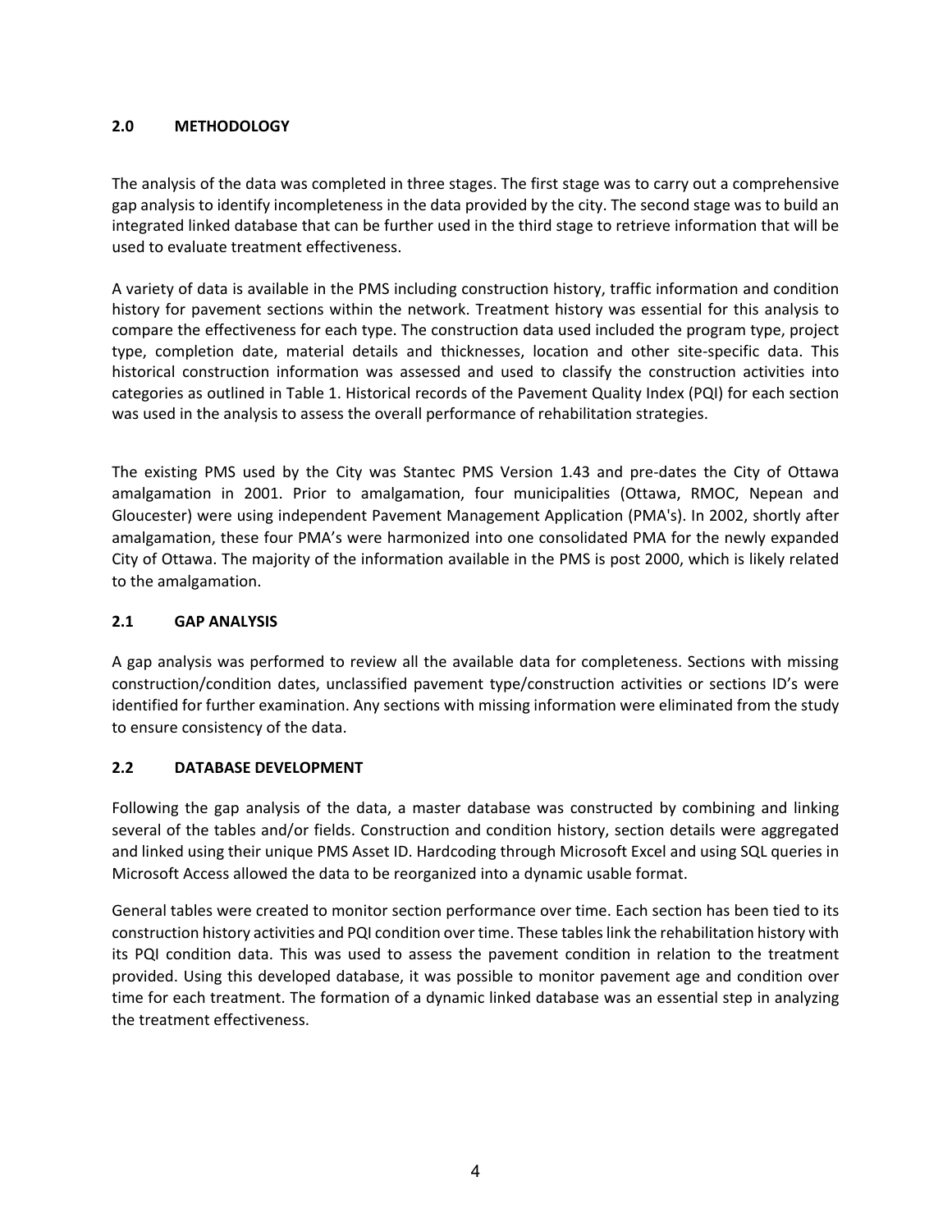## 2.0 METHODOLOGY

The analysis of the data was completed in three stages. The first stage was to carry out a comprehensive gap analysis to identify incompleteness in the data provided by the city. The second stage was to build an integrated linked database that can be further used in the third stage to retrieve information that will be used to evaluate treatment effectiveness.

A variety of data is available in the PMS including construction history, traffic information and condition history for pavement sections within the network. Treatment history was essential for this analysis to compare the effectiveness for each type. The construction data used included the program type, project type, completion date, material details and thicknesses, location and other site-specific data. This historical construction information was assessed and used to classify the construction activities into categories as outlined in Table 1. Historical records of the Pavement Quality Index (PQI) for each section was used in the analysis to assess the overall performance of rehabilitation strategies.

The existing PMS used by the City was Stantec PMS Version 1.43 and pre-dates the City of Ottawa amalgamation in 2001. Prior to amalgamation, four municipalities (Ottawa, RMOC, Nepean and Gloucester) were using independent Pavement Management Application (PMA's). In 2002, shortly after amalgamation, these four PMA's were harmonized into one consolidated PMA for the newly expanded City of Ottawa. The majority of the information available in the PMS is post 2000, which is likely related to the amalgamation.

### 2.1 GAP ANALYSIS

A gap analysis was performed to review all the available data for completeness. Sections with missing construction/condition dates, unclassified pavement type/construction activities or sections ID's were identified for further examination. Any sections with missing information were eliminated from the study to ensure consistency of the data.

### 2.2 DATABASE DEVELOPMENT

Following the gap analysis of the data, a master database was constructed by combining and linking several of the tables and/or fields. Construction and condition history, section details were aggregated and linked using their unique PMS Asset ID. Hardcoding through Microsoft Excel and using SQL queries in Microsoft Access allowed the data to be reorganized into a dynamic usable format.

General tables were created to monitor section performance over time. Each section has been tied to its construction history activities and PQI condition over time. These tables link the rehabilitation history with its PQI condition data. This was used to assess the pavement condition in relation to the treatment provided. Using this developed database, it was possible to monitor pavement age and condition over time for each treatment. The formation of a dynamic linked database was an essential step in analyzing the treatment effectiveness.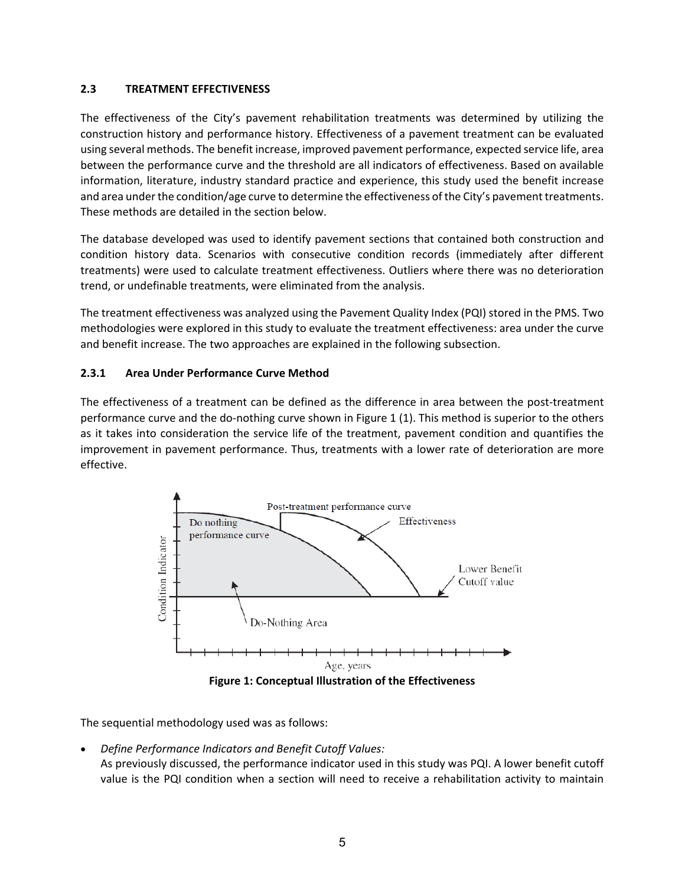### 2.3 TREATMENT EFFECTIVENESS

The effectiveness of the City's pavement rehabilitation treatments was determined by utilizing the construction history and performance history. Effectiveness of a pavement treatment can be evaluated using several methods. The benefit increase, improved pavement performance, expected service life, area between the performance curve and the threshold are all indicators of effectiveness. Based on available information, literature, industry standard practice and experience, this study used the benefit increase and area under the condition/age curve to determine the effectiveness of the City's pavement treatments. These methods are detailed in the section below.

The database developed was used to identify pavement sections that contained both construction and condition history data. Scenarios with consecutive condition records (immediately after different treatments) were used to calculate treatment effectiveness. Outliers where there was no deterioration trend, or undefinable treatments, were eliminated from the analysis.

The treatment effectiveness was analyzed using the Pavement Quality Index (PQI) stored in the PMS. Two methodologies were explored in this study to evaluate the treatment effectiveness: area under the curve and benefit increase. The two approaches are explained in the following subsection.

#### 2.3.1 Area Under Performance Curve Method

The effectiveness of a treatment can be defined as the difference in area between the post-treatment performance curve and the do-nothing curve shown in Figure 1 (1). This method is superior to the others as it takes into consideration the service life of the treatment, pavement condition and quantifies the improvement in pavement performance. Thus, treatments with a lower rate of deterioration are more effective.

**Figure 1: Conceptual Illustration of the Effectiveness**

The sequential methodology used was as follows:

- *Define Performance Indicators and Benefit Cutoff Values:*
  As previously discussed, the performance indicator used in this study was PQI. A lower benefit cutoff value is the PQI condition when a section will need to receive a rehabilitation activity to maintain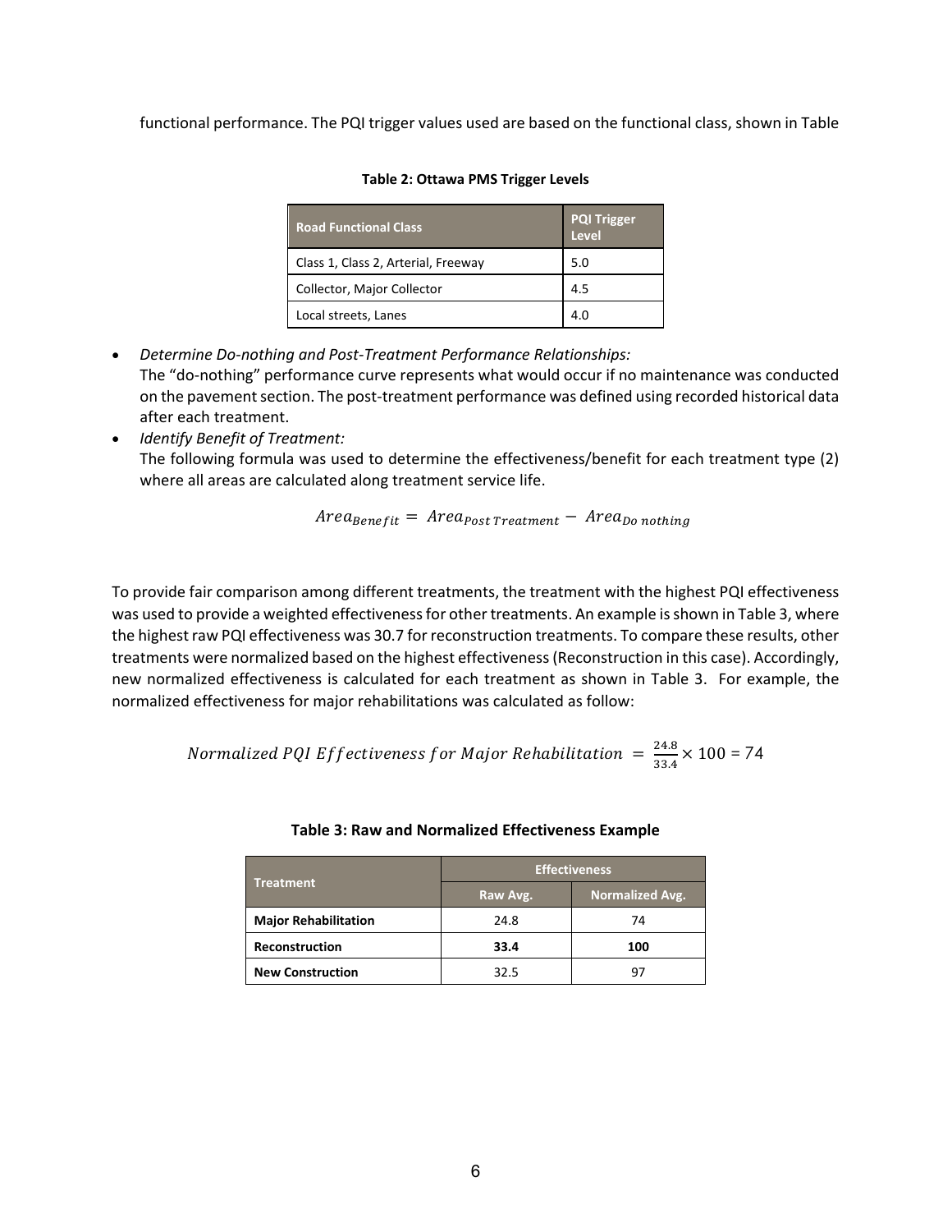functional performance. The PQI trigger values used are based on the functional class, shown in Table

**Table 2: Ottawa PMS Trigger Levels**

| Road Functional Class | PQI Trigger Level |
|---|---|
| Class 1, Class 2, Arterial, Freeway | 5.0 |
| Collector, Major Collector | 4.5 |
| Local streets, Lanes | 4.0 |

- *Determine Do-nothing and Post-Treatment Performance Relationships:*
  The "do-nothing" performance curve represents what would occur if no maintenance was conducted on the pavement section. The post-treatment performance was defined using recorded historical data after each treatment.
- *Identify Benefit of Treatment:*
  The following formula was used to determine the effectiveness/benefit for each treatment type (2) where all areas are calculated along treatment service life.

$$Area_{Benefit} = Area_{Post\ Treatment} - Area_{Do\ nothing}$$

To provide fair comparison among different treatments, the treatment with the highest PQI effectiveness was used to provide a weighted effectiveness for other treatments. An example is shown in Table 3, where the highest raw PQI effectiveness was 30.7 for reconstruction treatments. To compare these results, other treatments were normalized based on the highest effectiveness (Reconstruction in this case). Accordingly, new normalized effectiveness is calculated for each treatment as shown in Table 3. For example, the normalized effectiveness for major rehabilitations was calculated as follow:

$$Normalized\ PQI\ Effectiveness\ for\ Major\ Rehabilitation = \frac{24.8}{33.4} \times 100 = 74$$

**Table 3: Raw and Normalized Effectiveness Example**

| Treatment | Effectiveness | |
|---|---|---|
| | Raw Avg. | Normalized Avg. |
| **Major Rehabilitation** | 24.8 | 74 |
| **Reconstruction** | **33.4** | **100** |
| **New Construction** | 32.5 | 97 |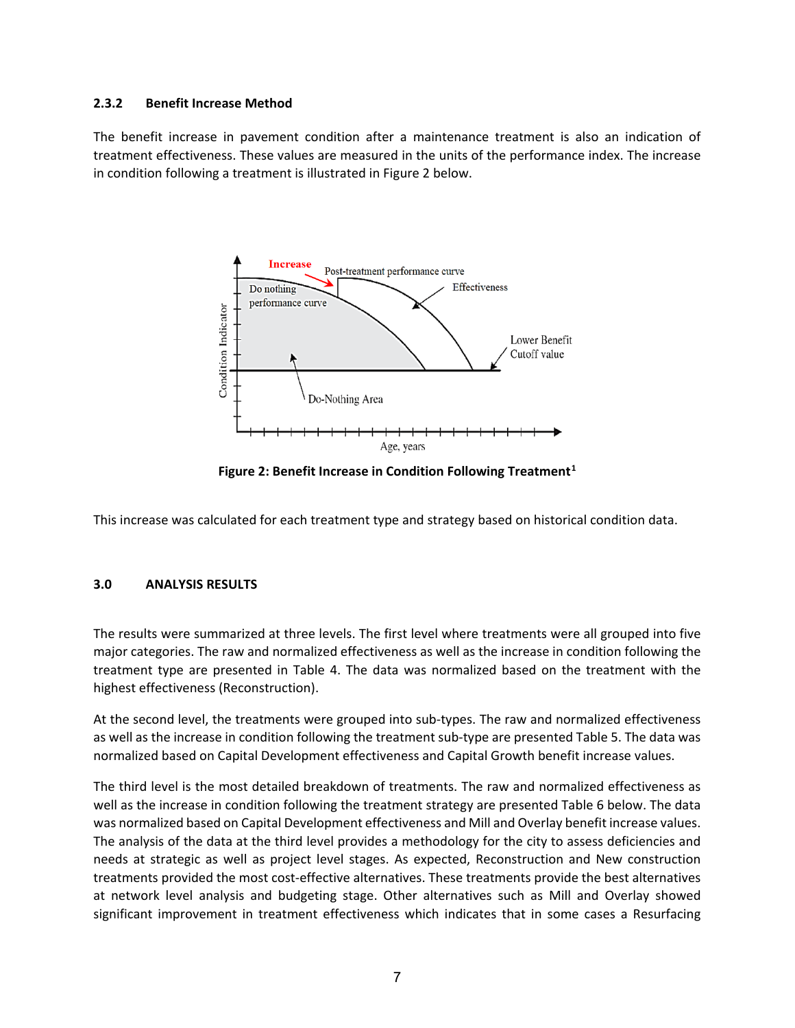### 2.3.2 Benefit Increase Method

The benefit increase in pavement condition after a maintenance treatment is also an indication of treatment effectiveness. These values are measured in the units of the performance index. The increase in condition following a treatment is illustrated in Figure 2 below.

**Figure 2: Benefit Increase in Condition Following Treatment[1]**

This increase was calculated for each treatment type and strategy based on historical condition data.

## 3.0 ANALYSIS RESULTS

The results were summarized at three levels. The first level where treatments were all grouped into five major categories. The raw and normalized effectiveness as well as the increase in condition following the treatment type are presented in Table 4. The data was normalized based on the treatment with the highest effectiveness (Reconstruction).

At the second level, the treatments were grouped into sub-types. The raw and normalized effectiveness as well as the increase in condition following the treatment sub-type are presented Table 5. The data was normalized based on Capital Development effectiveness and Capital Growth benefit increase values.

The third level is the most detailed breakdown of treatments. The raw and normalized effectiveness as well as the increase in condition following the treatment strategy are presented Table 6 below. The data was normalized based on Capital Development effectiveness and Mill and Overlay benefit increase values. The analysis of the data at the third level provides a methodology for the city to assess deficiencies and needs at strategic as well as project level stages. As expected, Reconstruction and New construction treatments provided the most cost-effective alternatives. These treatments provide the best alternatives at network level analysis and budgeting stage. Other alternatives such as Mill and Overlay showed significant improvement in treatment effectiveness which indicates that in some cases a Resurfacing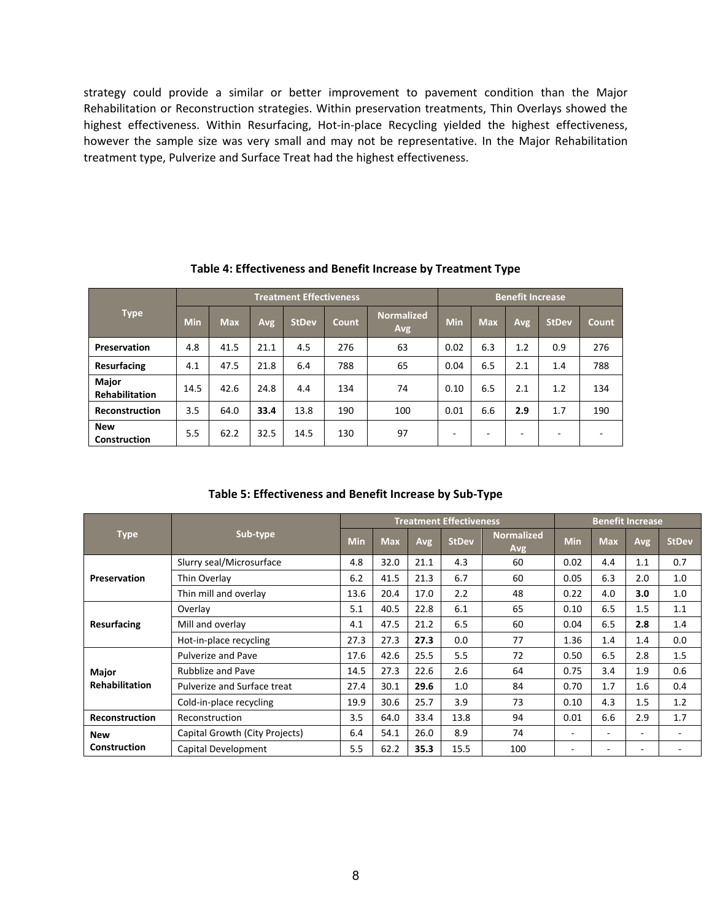strategy could provide a similar or better improvement to pavement condition than the Major Rehabilitation or Reconstruction strategies. Within preservation treatments, Thin Overlays showed the highest effectiveness. Within Resurfacing, Hot-in-place Recycling yielded the highest effectiveness, however the sample size was very small and may not be representative. In the Major Rehabilitation treatment type, Pulverize and Surface Treat had the highest effectiveness.

**Table 4: Effectiveness and Benefit Increase by Treatment Type**

| Type | Treatment Effectiveness | | | | | | Benefit Increase | | | | |
|---|---|---|---|---|---|---|---|---|---|---|---|
| | Min | Max | Avg | StDev | Count | Normalized Avg | Min | Max | Avg | StDev | Count |
| **Preservation** | 4.8 | 41.5 | 21.1 | 4.5 | 276 | 63 | 0.02 | 6.3 | 1.2 | 0.9 | 276 |
| **Resurfacing** | 4.1 | 47.5 | 21.8 | 6.4 | 788 | 65 | 0.04 | 6.5 | 2.1 | 1.4 | 788 |
| **Major Rehabilitation** | 14.5 | 42.6 | 24.8 | 4.4 | 134 | 74 | 0.10 | 6.5 | 2.1 | 1.2 | 134 |
| **Reconstruction** | 3.5 | 64.0 | **33.4** | 13.8 | 190 | 100 | 0.01 | 6.6 | **2.9** | 1.7 | 190 |
| **New Construction** | 5.5 | 62.2 | 32.5 | 14.5 | 130 | 97 | - | - | - | - | - |

**Table 5: Effectiveness and Benefit Increase by Sub-Type**

| Type | Sub-type | Treatment Effectiveness | | | | | Benefit Increase | | | |
|---|---|---|---|---|---|---|---|---|---|---|
| | | Min | Max | Avg | StDev | Normalized Avg | Min | Max | Avg | StDev |
| **Preservation** | Slurry seal/Microsurface | 4.8 | 32.0 | 21.1 | 4.3 | 60 | 0.02 | 4.4 | 1.1 | 0.7 |
| | Thin Overlay | 6.2 | 41.5 | 21.3 | 6.7 | 60 | 0.05 | 6.3 | 2.0 | 1.0 |
| | Thin mill and overlay | 13.6 | 20.4 | 17.0 | 2.2 | 48 | 0.22 | 4.0 | **3.0** | 1.0 |
| **Resurfacing** | Overlay | 5.1 | 40.5 | 22.8 | 6.1 | 65 | 0.10 | 6.5 | 1.5 | 1.1 |
| | Mill and overlay | 4.1 | 47.5 | 21.2 | 6.5 | 60 | 0.04 | 6.5 | **2.8** | 1.4 |
| | Hot-in-place recycling | 27.3 | 27.3 | **27.3** | 0.0 | 77 | 1.36 | 1.4 | 1.4 | 0.0 |
| **Major Rehabilitation** | Pulverize and Pave | 17.6 | 42.6 | 25.5 | 5.5 | 72 | 0.50 | 6.5 | 2.8 | 1.5 |
| | Rubblize and Pave | 14.5 | 27.3 | 22.6 | 2.6 | 64 | 0.75 | 3.4 | 1.9 | 0.6 |
| | Pulverize and Surface treat | 27.4 | 30.1 | **29.6** | 1.0 | 84 | 0.70 | 1.7 | 1.6 | 0.4 |
| | Cold-in-place recycling | 19.9 | 30.6 | 25.7 | 3.9 | 73 | 0.10 | 4.3 | 1.5 | 1.2 |
| **Reconstruction** | Reconstruction | 3.5 | 64.0 | 33.4 | 13.8 | 94 | 0.01 | 6.6 | 2.9 | 1.7 |
| **New Construction** | Capital Growth (City Projects) | 6.4 | 54.1 | 26.0 | 8.9 | 74 | - | - | - | - |
| | Capital Development | 5.5 | 62.2 | **35.3** | 15.5 | 100 | - | - | - | - |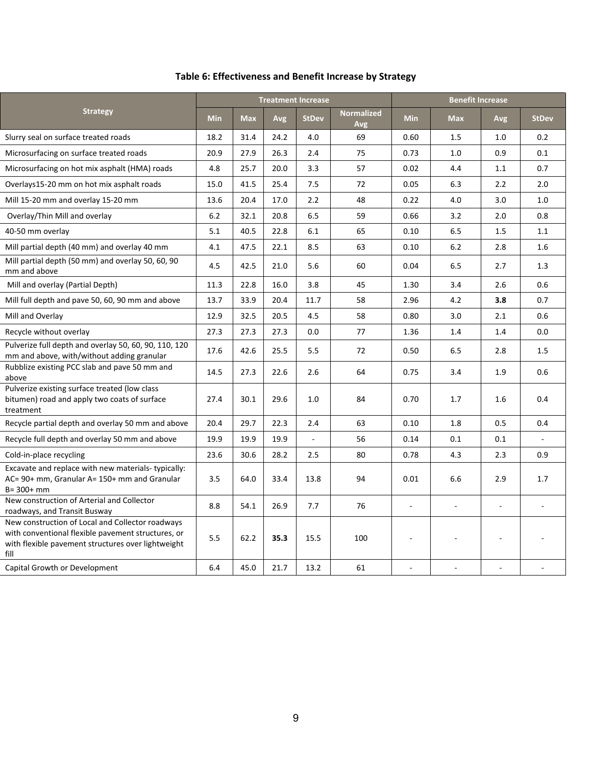**Table 6: Effectiveness and Benefit Increase by Strategy**

| Strategy | Treatment Increase | | | | | Benefit Increase | | | |
|---|---|---|---|---|---|---|---|---|---|
| | Min | Max | Avg | StDev | Normalized Avg | Min | Max | Avg | StDev |
| Slurry seal on surface treated roads | 18.2 | 31.4 | 24.2 | 4.0 | 69 | 0.60 | 1.5 | 1.0 | 0.2 |
| Microsurfacing on surface treated roads | 20.9 | 27.9 | 26.3 | 2.4 | 75 | 0.73 | 1.0 | 0.9 | 0.1 |
| Microsurfacing on hot mix asphalt (HMA) roads | 4.8 | 25.7 | 20.0 | 3.3 | 57 | 0.02 | 4.4 | 1.1 | 0.7 |
| Overlays15-20 mm on hot mix asphalt roads | 15.0 | 41.5 | 25.4 | 7.5 | 72 | 0.05 | 6.3 | 2.2 | 2.0 |
| Mill 15-20 mm and overlay 15-20 mm | 13.6 | 20.4 | 17.0 | 2.2 | 48 | 0.22 | 4.0 | 3.0 | 1.0 |
| Overlay/Thin Mill and overlay | 6.2 | 32.1 | 20.8 | 6.5 | 59 | 0.66 | 3.2 | 2.0 | 0.8 |
| 40-50 mm overlay | 5.1 | 40.5 | 22.8 | 6.1 | 65 | 0.10 | 6.5 | 1.5 | 1.1 |
| Mill partial depth (40 mm) and overlay 40 mm | 4.1 | 47.5 | 22.1 | 8.5 | 63 | 0.10 | 6.2 | 2.8 | 1.6 |
| Mill partial depth (50 mm) and overlay 50, 60, 90 mm and above | 4.5 | 42.5 | 21.0 | 5.6 | 60 | 0.04 | 6.5 | 2.7 | 1.3 |
| Mill and overlay (Partial Depth) | 11.3 | 22.8 | 16.0 | 3.8 | 45 | 1.30 | 3.4 | 2.6 | 0.6 |
| Mill full depth and pave 50, 60, 90 mm and above | 13.7 | 33.9 | 20.4 | 11.7 | 58 | 2.96 | 4.2 | **3.8** | 0.7 |
| Mill and Overlay | 12.9 | 32.5 | 20.5 | 4.5 | 58 | 0.80 | 3.0 | 2.1 | 0.6 |
| Recycle without overlay | 27.3 | 27.3 | 27.3 | 0.0 | 77 | 1.36 | 1.4 | 1.4 | 0.0 |
| Pulverize full depth and overlay 50, 60, 90, 110, 120 mm and above, with/without adding granular | 17.6 | 42.6 | 25.5 | 5.5 | 72 | 0.50 | 6.5 | 2.8 | 1.5 |
| Rubblize existing PCC slab and pave 50 mm and above | 14.5 | 27.3 | 22.6 | 2.6 | 64 | 0.75 | 3.4 | 1.9 | 0.6 |
| Pulverize existing surface treated (low class bitumen) road and apply two coats of surface treatment | 27.4 | 30.1 | 29.6 | 1.0 | 84 | 0.70 | 1.7 | 1.6 | 0.4 |
| Recycle partial depth and overlay 50 mm and above | 20.4 | 29.7 | 22.3 | 2.4 | 63 | 0.10 | 1.8 | 0.5 | 0.4 |
| Recycle full depth and overlay 50 mm and above | 19.9 | 19.9 | 19.9 | - | 56 | 0.14 | 0.1 | 0.1 | - |
| Cold-in-place recycling | 23.6 | 30.6 | 28.2 | 2.5 | 80 | 0.78 | 4.3 | 2.3 | 0.9 |
| Excavate and replace with new materials- typically: AC= 90+ mm, Granular A= 150+ mm and Granular B= 300+ mm | 3.5 | 64.0 | 33.4 | 13.8 | 94 | 0.01 | 6.6 | 2.9 | 1.7 |
| New construction of Arterial and Collector roadways, and Transit Busway | 8.8 | 54.1 | 26.9 | 7.7 | 76 | - | - | - | - |
| New construction of Local and Collector roadways with conventional flexible pavement structures, or with flexible pavement structures over lightweight fill | 5.5 | 62.2 | **35.3** | 15.5 | 100 | - | - | - | - |
| Capital Growth or Development | 6.4 | 45.0 | 21.7 | 13.2 | 61 | - | - | - | - |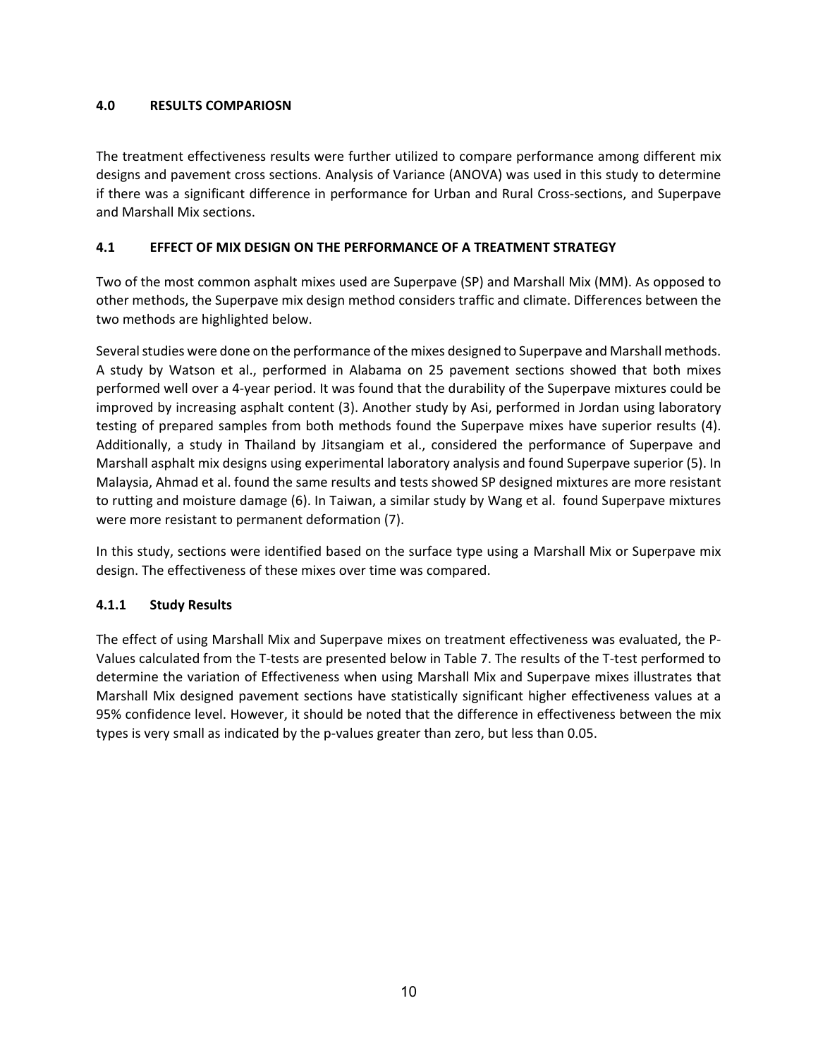## 4.0 RESULTS COMPARIOSN

The treatment effectiveness results were further utilized to compare performance among different mix designs and pavement cross sections. Analysis of Variance (ANOVA) was used in this study to determine if there was a significant difference in performance for Urban and Rural Cross-sections, and Superpave and Marshall Mix sections.

### 4.1 EFFECT OF MIX DESIGN ON THE PERFORMANCE OF A TREATMENT STRATEGY

Two of the most common asphalt mixes used are Superpave (SP) and Marshall Mix (MM). As opposed to other methods, the Superpave mix design method considers traffic and climate. Differences between the two methods are highlighted below.

Several studies were done on the performance of the mixes designed to Superpave and Marshall methods. A study by Watson et al., performed in Alabama on 25 pavement sections showed that both mixes performed well over a 4-year period. It was found that the durability of the Superpave mixtures could be improved by increasing asphalt content (3). Another study by Asi, performed in Jordan using laboratory testing of prepared samples from both methods found the Superpave mixes have superior results (4). Additionally, a study in Thailand by Jitsangiam et al., considered the performance of Superpave and Marshall asphalt mix designs using experimental laboratory analysis and found Superpave superior (5). In Malaysia, Ahmad et al. found the same results and tests showed SP designed mixtures are more resistant to rutting and moisture damage (6). In Taiwan, a similar study by Wang et al. found Superpave mixtures were more resistant to permanent deformation (7).

In this study, sections were identified based on the surface type using a Marshall Mix or Superpave mix design. The effectiveness of these mixes over time was compared.

#### 4.1.1 Study Results

The effect of using Marshall Mix and Superpave mixes on treatment effectiveness was evaluated, the P-Values calculated from the T-tests are presented below in Table 7. The results of the T-test performed to determine the variation of Effectiveness when using Marshall Mix and Superpave mixes illustrates that Marshall Mix designed pavement sections have statistically significant higher effectiveness values at a 95% confidence level. However, it should be noted that the difference in effectiveness between the mix types is very small as indicated by the p-values greater than zero, but less than 0.05.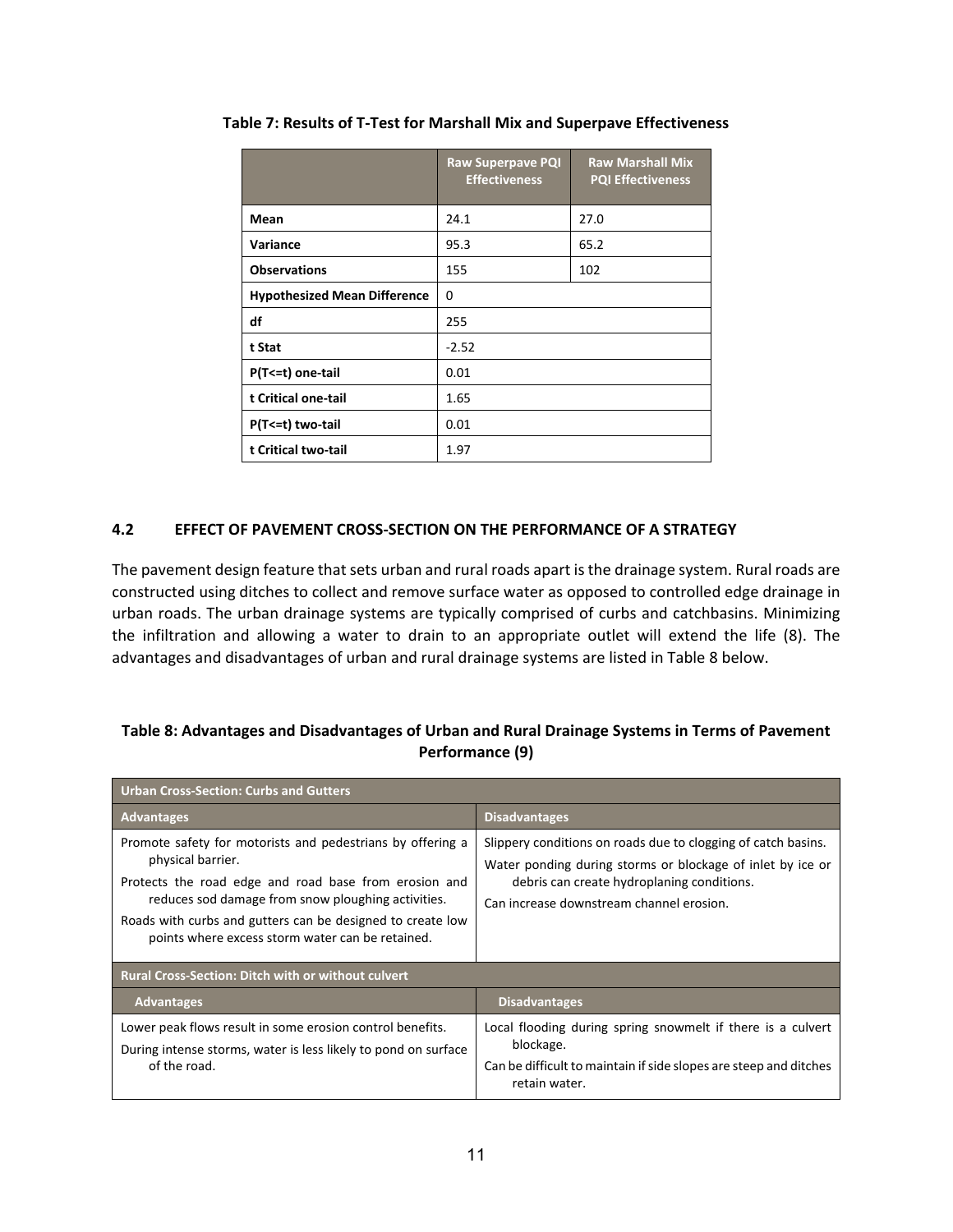**Table 7: Results of T-Test for Marshall Mix and Superpave Effectiveness**

| | Raw Superpave PQI Effectiveness | Raw Marshall Mix PQI Effectiveness |
|---|---|---|
| **Mean** | 24.1 | 27.0 |
| **Variance** | 95.3 | 65.2 |
| **Observations** | 155 | 102 |
| **Hypothesized Mean Difference** | 0 | |
| **df** | 255 | |
| **t Stat** | -2.52 | |
| **P(T<=t) one-tail** | 0.01 | |
| **t Critical one-tail** | 1.65 | |
| **P(T<=t) two-tail** | 0.01 | |
| **t Critical two-tail** | 1.97 | |

## 4.2 EFFECT OF PAVEMENT CROSS-SECTION ON THE PERFORMANCE OF A STRATEGY

The pavement design feature that sets urban and rural roads apart is the drainage system. Rural roads are constructed using ditches to collect and remove surface water as opposed to controlled edge drainage in urban roads. The urban drainage systems are typically comprised of curbs and catchbasins. Minimizing the infiltration and allowing a water to drain to an appropriate outlet will extend the life (8). The advantages and disadvantages of urban and rural drainage systems are listed in Table 8 below.

**Table 8: Advantages and Disadvantages of Urban and Rural Drainage Systems in Terms of Pavement Performance (9)**

| **Urban Cross-Section: Curbs and Gutters** | |
|---|---|
| **Advantages** | **Disadvantages** |
| Promote safety for motorists and pedestrians by offering a physical barrier.<br>Protects the road edge and road base from erosion and reduces sod damage from snow ploughing activities.<br>Roads with curbs and gutters can be designed to create low points where excess storm water can be retained. | Slippery conditions on roads due to clogging of catch basins.<br>Water ponding during storms or blockage of inlet by ice or debris can create hydroplaning conditions.<br>Can increase downstream channel erosion. |
| **Rural Cross-Section: Ditch with or without culvert** | |
| **Advantages** | **Disadvantages** |
| Lower peak flows result in some erosion control benefits.<br>During intense storms, water is less likely to pond on surface of the road. | Local flooding during spring snowmelt if there is a culvert blockage.<br>Can be difficult to maintain if side slopes are steep and ditches retain water. |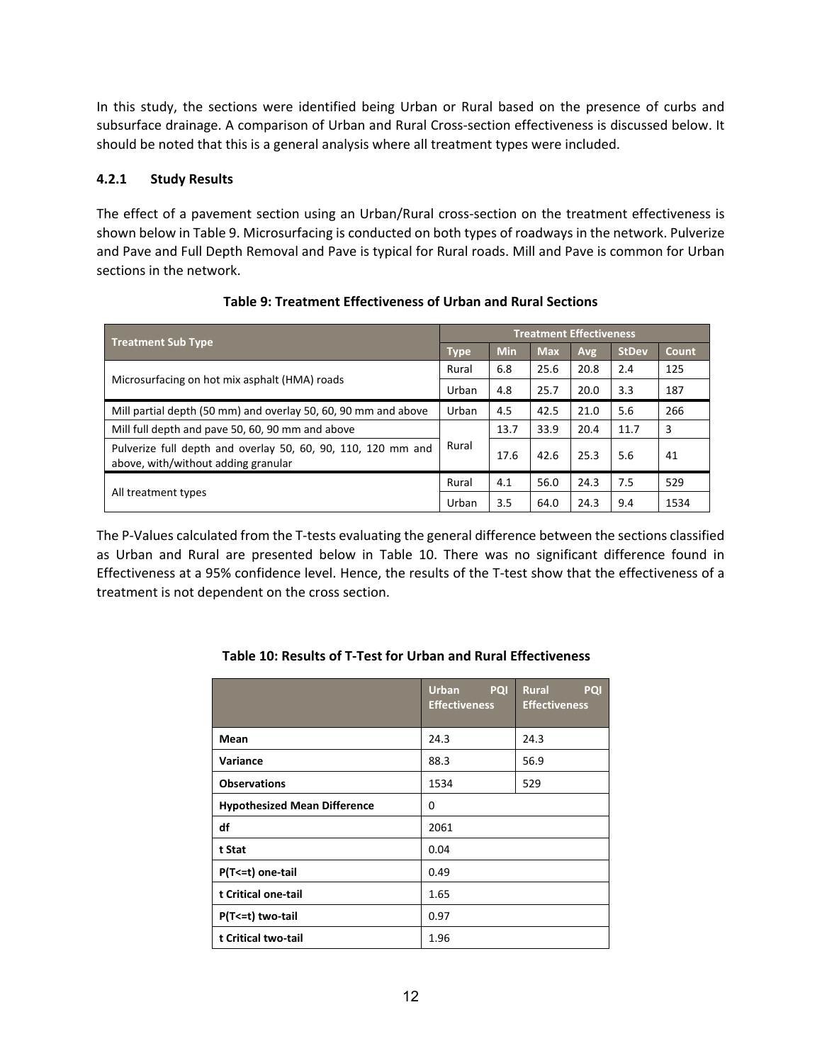In this study, the sections were identified being Urban or Rural based on the presence of curbs and subsurface drainage. A comparison of Urban and Rural Cross-section effectiveness is discussed below. It should be noted that this is a general analysis where all treatment types were included.

### 4.2.1 Study Results

The effect of a pavement section using an Urban/Rural cross-section on the treatment effectiveness is shown below in Table 9. Microsurfacing is conducted on both types of roadways in the network. Pulverize and Pave and Full Depth Removal and Pave is typical for Rural roads. Mill and Pave is common for Urban sections in the network.

**Table 9: Treatment Effectiveness of Urban and Rural Sections**

| Treatment Sub Type | Treatment Effectiveness | | | | | |
|---|---|---|---|---|---|---|
| | Type | Min | Max | Avg | StDev | Count |
| Microsurfacing on hot mix asphalt (HMA) roads | Rural | 6.8 | 25.6 | 20.8 | 2.4 | 125 |
| | Urban | 4.8 | 25.7 | 20.0 | 3.3 | 187 |
| Mill partial depth (50 mm) and overlay 50, 60, 90 mm and above | Urban | 4.5 | 42.5 | 21.0 | 5.6 | 266 |
| Mill full depth and pave 50, 60, 90 mm and above | Rural | 13.7 | 33.9 | 20.4 | 11.7 | 3 |
| Pulverize full depth and overlay 50, 60, 90, 110, 120 mm and above, with/without adding granular | Rural | 17.6 | 42.6 | 25.3 | 5.6 | 41 |
| All treatment types | Rural | 4.1 | 56.0 | 24.3 | 7.5 | 529 |
| | Urban | 3.5 | 64.0 | 24.3 | 9.4 | 1534 |

The P-Values calculated from the T-tests evaluating the general difference between the sections classified as Urban and Rural are presented below in Table 10. There was no significant difference found in Effectiveness at a 95% confidence level. Hence, the results of the T-test show that the effectiveness of a treatment is not dependent on the cross section.

**Table 10: Results of T-Test for Urban and Rural Effectiveness**

| | Urban PQI Effectiveness | Rural PQI Effectiveness |
|---|---|---|
| **Mean** | 24.3 | 24.3 |
| **Variance** | 88.3 | 56.9 |
| **Observations** | 1534 | 529 |
| **Hypothesized Mean Difference** | 0 | |
| **df** | 2061 | |
| **t Stat** | 0.04 | |
| **P(T<=t) one-tail** | 0.49 | |
| **t Critical one-tail** | 1.65 | |
| **P(T<=t) two-tail** | 0.97 | |
| **t Critical two-tail** | 1.96 | |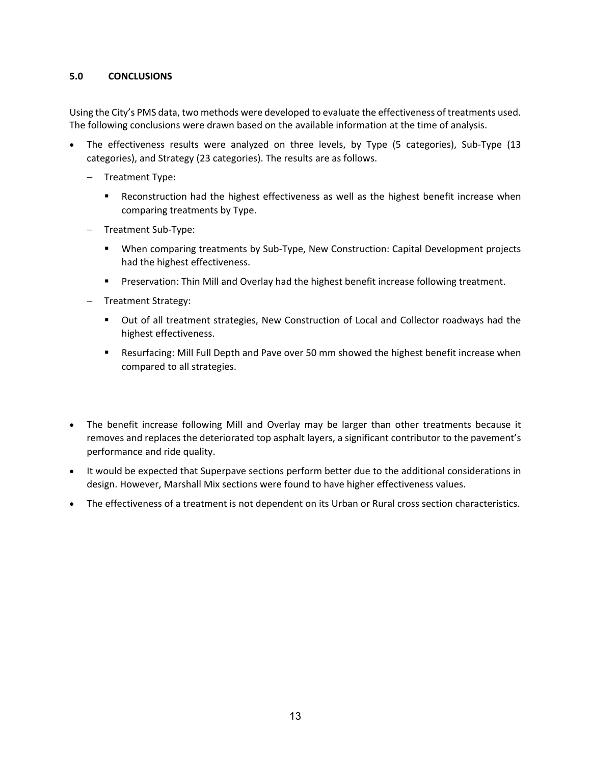## 5.0 CONCLUSIONS

Using the City's PMS data, two methods were developed to evaluate the effectiveness of treatments used. The following conclusions were drawn based on the available information at the time of analysis.

- The effectiveness results were analyzed on three levels, by Type (5 categories), Sub-Type (13 categories), and Strategy (23 categories). The results are as follows.
  - Treatment Type:
    - Reconstruction had the highest effectiveness as well as the highest benefit increase when comparing treatments by Type.
  - Treatment Sub-Type:
    - When comparing treatments by Sub-Type, New Construction: Capital Development projects had the highest effectiveness.
    - Preservation: Thin Mill and Overlay had the highest benefit increase following treatment.
  - Treatment Strategy:
    - Out of all treatment strategies, New Construction of Local and Collector roadways had the highest effectiveness.
    - Resurfacing: Mill Full Depth and Pave over 50 mm showed the highest benefit increase when compared to all strategies.
- The benefit increase following Mill and Overlay may be larger than other treatments because it removes and replaces the deteriorated top asphalt layers, a significant contributor to the pavement's performance and ride quality.
- It would be expected that Superpave sections perform better due to the additional considerations in design. However, Marshall Mix sections were found to have higher effectiveness values.
- The effectiveness of a treatment is not dependent on its Urban or Rural cross section characteristics.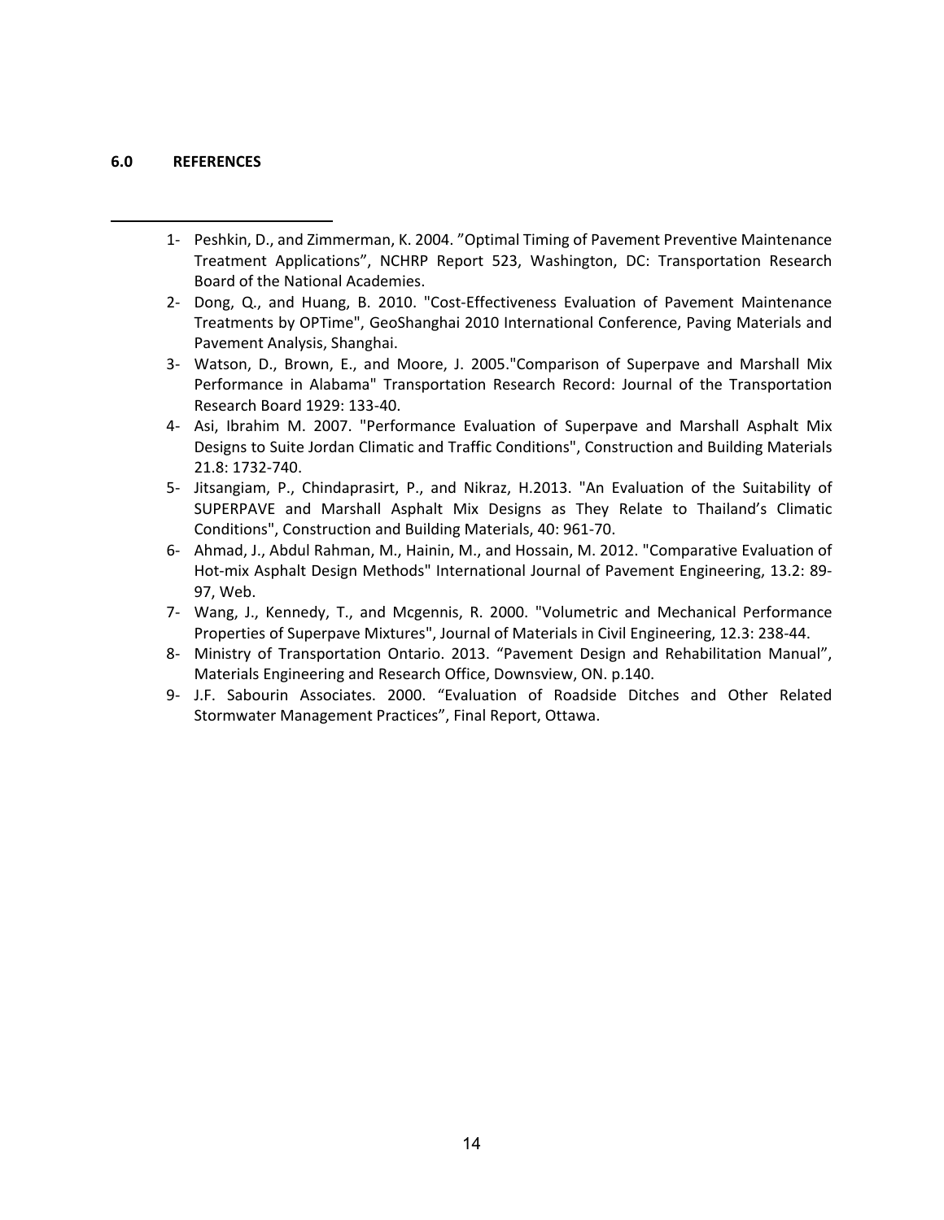## 6.0 REFERENCES

1- Peshkin, D., and Zimmerman, K. 2004. ”Optimal Timing of Pavement Preventive Maintenance Treatment Applications”, NCHRP Report 523, Washington, DC: Transportation Research Board of the National Academies.

2- Dong, Q., and Huang, B. 2010. "Cost-Effectiveness Evaluation of Pavement Maintenance Treatments by OPTime", GeoShanghai 2010 International Conference, Paving Materials and Pavement Analysis, Shanghai.

3- Watson, D., Brown, E., and Moore, J. 2005."Comparison of Superpave and Marshall Mix Performance in Alabama" Transportation Research Record: Journal of the Transportation Research Board 1929: 133-40.

4- Asi, Ibrahim M. 2007. "Performance Evaluation of Superpave and Marshall Asphalt Mix Designs to Suite Jordan Climatic and Traffic Conditions", Construction and Building Materials 21.8: 1732-740.

5- Jitsangiam, P., Chindaprasirt, P., and Nikraz, H.2013. "An Evaluation of the Suitability of SUPERPAVE and Marshall Asphalt Mix Designs as They Relate to Thailand’s Climatic Conditions", Construction and Building Materials, 40: 961-70.

6- Ahmad, J., Abdul Rahman, M., Hainin, M., and Hossain, M. 2012. "Comparative Evaluation of Hot-mix Asphalt Design Methods" International Journal of Pavement Engineering, 13.2: 89-97, Web.

7- Wang, J., Kennedy, T., and Mcgennis, R. 2000. "Volumetric and Mechanical Performance Properties of Superpave Mixtures", Journal of Materials in Civil Engineering, 12.3: 238-44.

8- Ministry of Transportation Ontario. 2013. “Pavement Design and Rehabilitation Manual”, Materials Engineering and Research Office, Downsview, ON. p.140.

9- J.F. Sabourin Associates. 2000. “Evaluation of Roadside Ditches and Other Related Stormwater Management Practices”, Final Report, Ottawa.